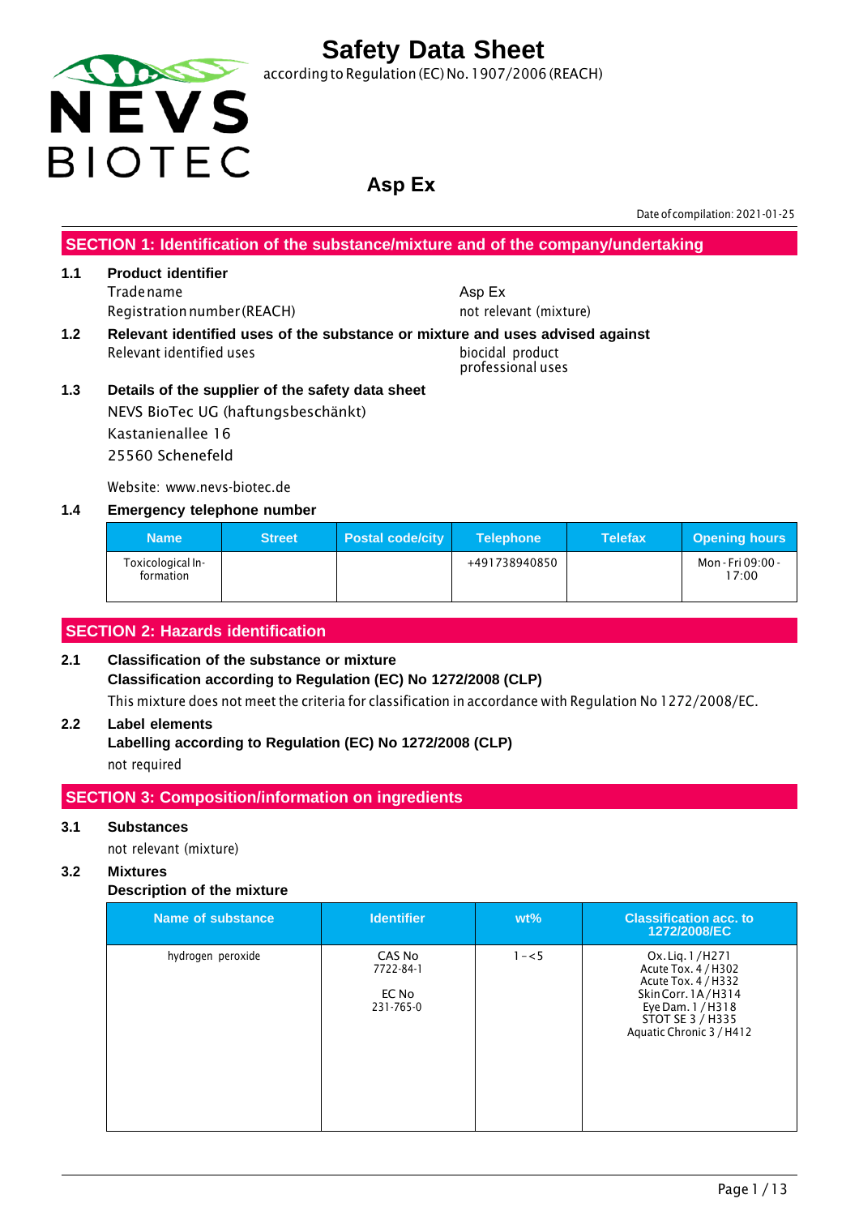# Safety Data Sheet

according to Regulation (EC) No. 1907/2006 (REACH)

NEVS BIOTEC

## Asp Ex

Date of compilation: 2021-01-25

## SECTION 1: Identification of the substance/mixture and of the company/undertaking

### 1.1 Product identifier

Trade name — Asp Ex

Registration number (REACH) — not relevant (mixture)

### 1.2 Relevant identified uses of the substance or mixture and uses advised against

Relevant identified uses — biocidal product, professional uses

### 1.3 Details of the supplier of the safety data sheet

NEVS BioTec UG (haftungsbeschänkt)
Kastanienallee 16
25560 Schenefeld

Website: www.nevs-biotec.de

### 1.4 Emergency telephone number

| Name | Street | Postal code/city | Telephone | Telefax | Opening hours |
|---|---|---|---|---|---|
| Toxicological Information | | | +491738940850 | | Mon - Fri 09:00 - 17:00 |

## SECTION 2: Hazards identification

### 2.1 Classification of the substance or mixture

**Classification according to Regulation (EC) No 1272/2008 (CLP)**

This mixture does not meet the criteria for classification in accordance with Regulation No 1272/2008/EC.

### 2.2 Label elements

**Labelling according to Regulation (EC) No 1272/2008 (CLP)**

not required

## SECTION 3: Composition/information on ingredients

### 3.1 Substances

not relevant (mixture)

### 3.2 Mixtures

**Description of the mixture**

| Name of substance | Identifier | wt% | Classification acc. to 1272/2008/EC |
|---|---|---|---|
| hydrogen peroxide | CAS No 7722-84-1<br>EC No 231-765-0 | 1 – < 5 | Ox. Liq. 1 / H271<br>Acute Tox. 4 / H302<br>Acute Tox. 4 / H332<br>Skin Corr. 1A / H314<br>Eye Dam. 1 / H318<br>STOT SE 3 / H335<br>Aquatic Chronic 3 / H412 |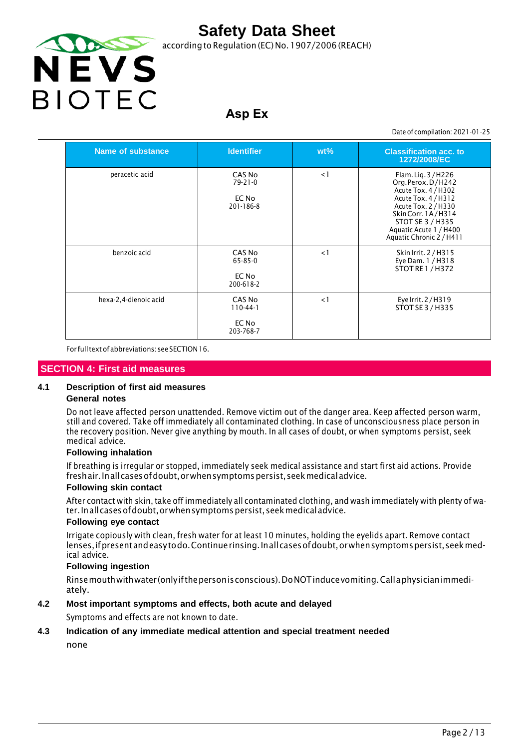| Name of substance | Identifier | wt% | Classification acc. to 1272/2008/EC |
|---|---|---|---|
| peracetic acid | CAS No<br>79-21-0<br><br>EC No<br>201-186-8 | < 1 | Flam. Liq. 3 / H226<br>Org. Perox. D / H242<br>Acute Tox. 4 / H302<br>Acute Tox. 4 / H312<br>Acute Tox. 2 / H330<br>Skin Corr. 1A / H314<br>STOT SE 3 / H335<br>Aquatic Acute 1 / H400<br>Aquatic Chronic 2 / H411 |
| benzoic acid | CAS No<br>65-85-0<br><br>EC No<br>200-618-2 | < 1 | Skin Irrit. 2 / H315<br>Eye Dam. 1 / H318<br>STOT RE 1 / H372 |
| hexa-2,4-dienoic acid | CAS No<br>110-44-1<br><br>EC No<br>203-768-7 | < 1 | Eye Irrit. 2 / H319<br>STOT SE 3 / H335 |

For full text of abbreviations: see SECTION 16.

## SECTION 4: First aid measures

### 4.1 Description of first aid measures

**General notes**

Do not leave affected person unattended. Remove victim out of the danger area. Keep affected person warm, still and covered. Take off immediately all contaminated clothing. In case of unconsciousness place person in the recovery position. Never give anything by mouth. In all cases of doubt, or when symptoms persist, seek medical advice.

**Following inhalation**

If breathing is irregular or stopped, immediately seek medical assistance and start first aid actions. Provide fresh air. In all cases of doubt, or when symptoms persist, seek medical advice.

**Following skin contact**

After contact with skin, take off immediately all contaminated clothing, and wash immediately with plenty of water. In all cases of doubt, or when symptoms persist, seek medical advice.

**Following eye contact**

Irrigate copiously with clean, fresh water for at least 10 minutes, holding the eyelids apart. Remove contact lenses, if present and easy to do. Continue rinsing. In all cases of doubt, or when symptoms persist, seek medical advice.

**Following ingestion**

Rinse mouth with water (only if the person is conscious). Do NOT induce vomiting. Call a physician immediately.

### 4.2 Most important symptoms and effects, both acute and delayed

Symptoms and effects are not known to date.

### 4.3 Indication of any immediate medical attention and special treatment needed

none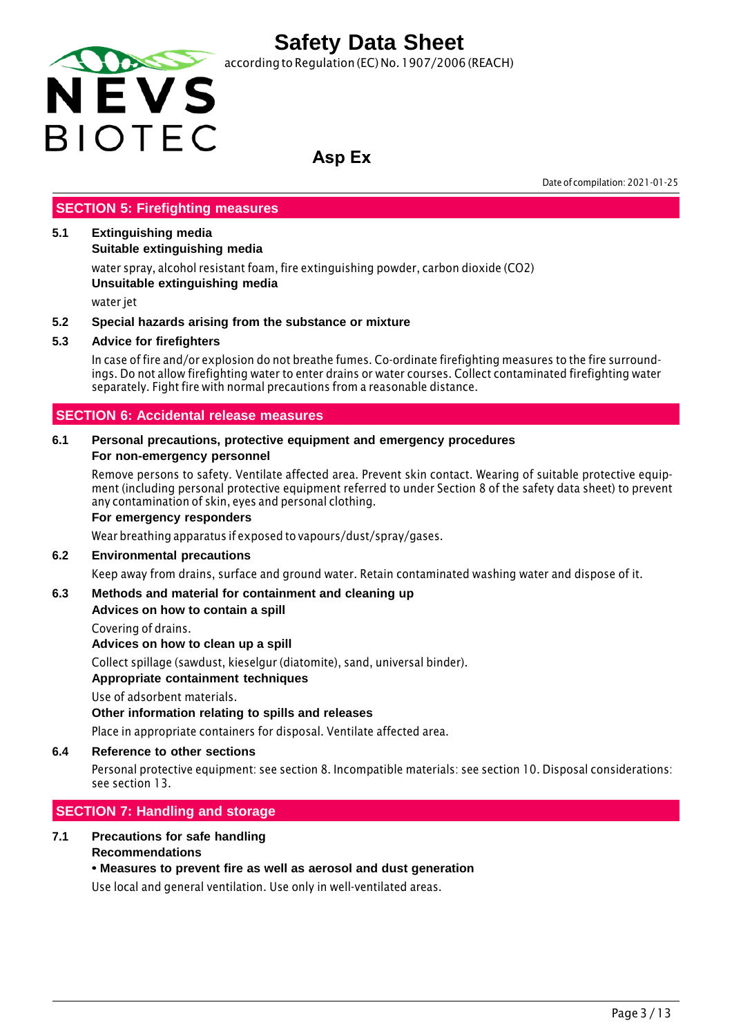## SECTION 5: Firefighting measures

**5.1 Extinguishing media**

**Suitable extinguishing media**

water spray, alcohol resistant foam, fire extinguishing powder, carbon dioxide ($CO_2$)

**Unsuitable extinguishing media**

water jet

**5.2 Special hazards arising from the substance or mixture**

**5.3 Advice for firefighters**

In case of fire and/or explosion do not breathe fumes. Co-ordinate firefighting measures to the fire surroundings. Do not allow firefighting water to enter drains or water courses. Collect contaminated firefighting water separately. Fight fire with normal precautions from a reasonable distance.

## SECTION 6: Accidental release measures

**6.1 Personal precautions, protective equipment and emergency procedures**

**For non-emergency personnel**

Remove persons to safety. Ventilate affected area. Prevent skin contact. Wearing of suitable protective equipment (including personal protective equipment referred to under Section 8 of the safety data sheet) to prevent any contamination of skin, eyes and personal clothing.

**For emergency responders**

Wear breathing apparatus if exposed to vapours/dust/spray/gases.

**6.2 Environmental precautions**

Keep away from drains, surface and ground water. Retain contaminated washing water and dispose of it.

**6.3 Methods and material for containment and cleaning up**

**Advices on how to contain a spill**

Covering of drains.

**Advices on how to clean up a spill**

Collect spillage (sawdust, kieselgur (diatomite), sand, universal binder).

**Appropriate containment techniques**

Use of adsorbent materials.

**Other information relating to spills and releases**

Place in appropriate containers for disposal. Ventilate affected area.

**6.4 Reference to other sections**

Personal protective equipment: see section 8. Incompatible materials: see section 10. Disposal considerations: see section 13.

## SECTION 7: Handling and storage

**7.1 Precautions for safe handling**

**Recommendations**

**• Measures to prevent fire as well as aerosol and dust generation**

Use local and general ventilation. Use only in well-ventilated areas.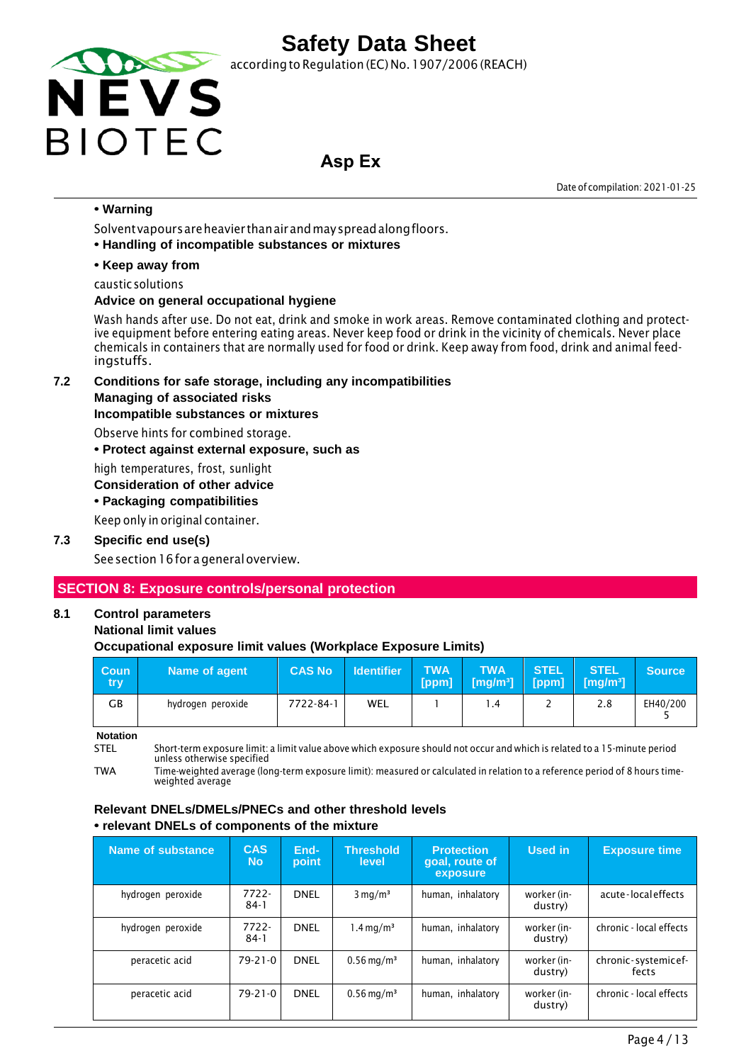• **Warning**

Solvent vapours are heavier than air and may spread along floors.

• **Handling of incompatible substances or mixtures**

• **Keep away from**

caustic solutions

**Advice on general occupational hygiene**

Wash hands after use. Do not eat, drink and smoke in work areas. Remove contaminated clothing and protective equipment before entering eating areas. Never keep food or drink in the vicinity of chemicals. Never place chemicals in containers that are normally used for food or drink. Keep away from food, drink and animal feedingstuffs.

### 7.2 Conditions for safe storage, including any incompatibilities

**Managing of associated risks**

**Incompatible substances or mixtures**

Observe hints for combined storage.

• **Protect against external exposure, such as**

high temperatures, frost, sunlight

**Consideration of other advice**

• **Packaging compatibilities**

Keep only in original container.

### 7.3 Specific end use(s)

See section 16 for a general overview.

## SECTION 8: Exposure controls/personal protection

### 8.1 Control parameters

**National limit values**

**Occupational exposure limit values (Workplace Exposure Limits)**

| Country | Name of agent | CAS No | Identifier | TWA [ppm] | TWA [mg/m³] | STEL [ppm] | STEL [mg/m³] | Source |
|---|---|---|---|---|---|---|---|---|
| GB | hydrogen peroxide | 7722-84-1 | WEL | 1 | 1.4 | 2 | 2.8 | EH40/2005 |

**Notation**

STEL — Short-term exposure limit: a limit value above which exposure should not occur and which is related to a 15-minute period unless otherwise specified

TWA — Time-weighted average (long-term exposure limit): measured or calculated in relation to a reference period of 8 hours time-weighted average

**Relevant DNELs/DMELs/PNECs and other threshold levels**

• **relevant DNELs of components of the mixture**

| Name of substance | CAS No | End-point | Threshold level | Protection goal, route of exposure | Used in | Exposure time |
|---|---|---|---|---|---|---|
| hydrogen peroxide | 7722-84-1 | DNEL | 3 mg/m³ | human, inhalatory | worker (industry) | acute - local effects |
| hydrogen peroxide | 7722-84-1 | DNEL | 1.4 mg/m³ | human, inhalatory | worker (industry) | chronic - local effects |
| peracetic acid | 79-21-0 | DNEL | 0.56 mg/m³ | human, inhalatory | worker (industry) | chronic - systemic effects |
| peracetic acid | 79-21-0 | DNEL | 0.56 mg/m³ | human, inhalatory | worker (industry) | chronic - local effects |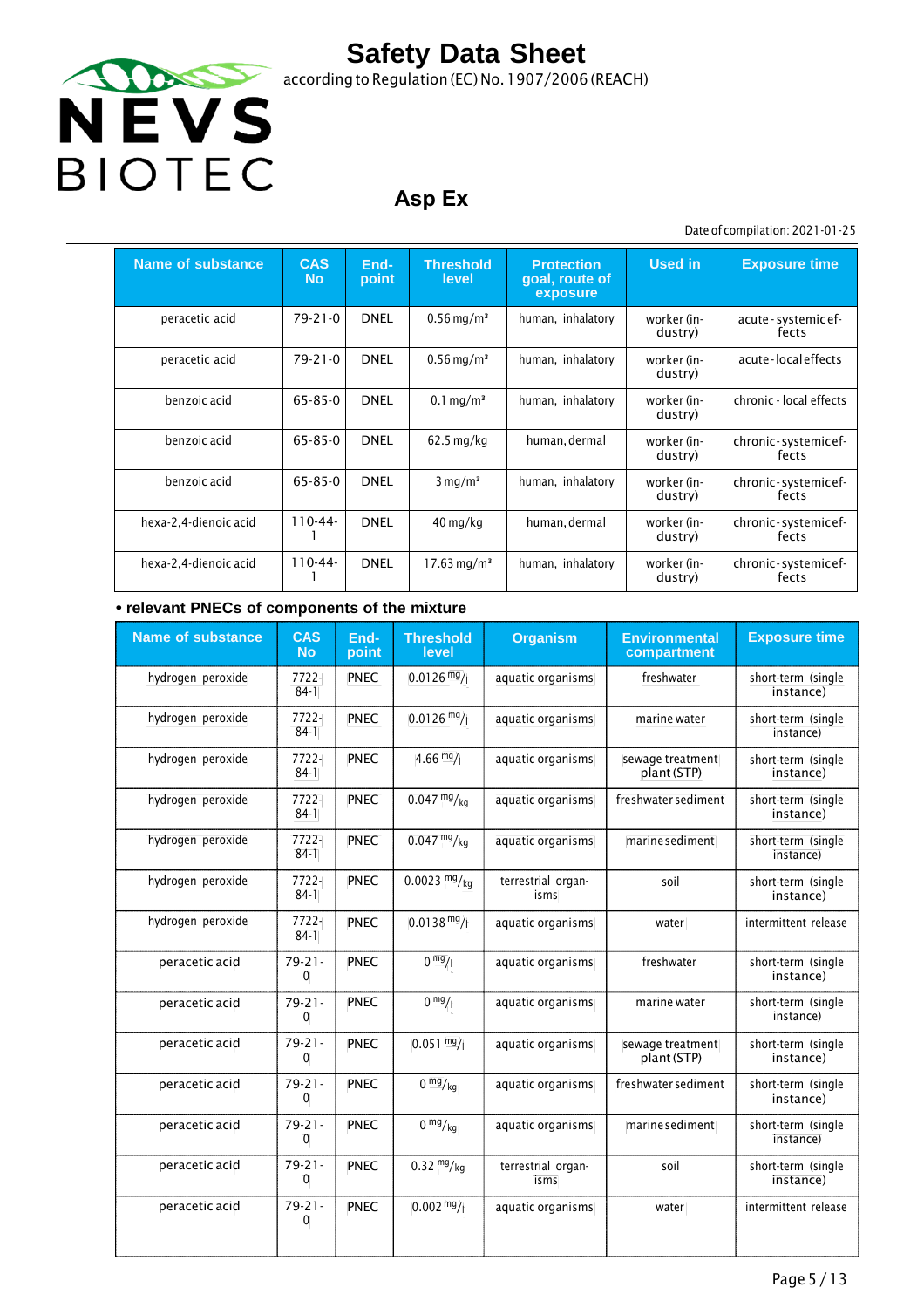| Name of substance | CAS No | End-point | Threshold level | Protection goal, route of exposure | Used in | Exposure time |
|---|---|---|---|---|---|---|
| peracetic acid | 79-21-0 | DNEL | 0.56 mg/m³ | human, inhalatory | worker (industry) | acute - systemic effects |
| peracetic acid | 79-21-0 | DNEL | 0.56 mg/m³ | human, inhalatory | worker (industry) | acute - local effects |
| benzoic acid | 65-85-0 | DNEL | 0.1 mg/m³ | human, inhalatory | worker (industry) | chronic - local effects |
| benzoic acid | 65-85-0 | DNEL | 62.5 mg/kg | human, dermal | worker (industry) | chronic - systemic effects |
| benzoic acid | 65-85-0 | DNEL | 3 mg/m³ | human, inhalatory | worker (industry) | chronic - systemic effects |
| hexa-2,4-dienoic acid | 110-44-1 | DNEL | 40 mg/kg | human, dermal | worker (industry) | chronic - systemic effects |
| hexa-2,4-dienoic acid | 110-44-1 | DNEL | 17.63 mg/m³ | human, inhalatory | worker (industry) | chronic - systemic effects |

- **relevant PNECs of components of the mixture**

| Name of substance | CAS No | End-point | Threshold level | Organism | Environmental compartment | Exposure time |
|---|---|---|---|---|---|---|
| hydrogen peroxide | 7722-84-1 | PNEC | 0.0126 $^{mg}/_{l}$ | aquatic organisms | freshwater | short-term (single instance) |
| hydrogen peroxide | 7722-84-1 | PNEC | 0.0126 $^{mg}/_{l}$ | aquatic organisms | marine water | short-term (single instance) |
| hydrogen peroxide | 7722-84-1 | PNEC | 4.66 $^{mg}/_{l}$ | aquatic organisms | sewage treatment plant (STP) | short-term (single instance) |
| hydrogen peroxide | 7722-84-1 | PNEC | 0.047 $^{mg}/_{kg}$ | aquatic organisms | freshwater sediment | short-term (single instance) |
| hydrogen peroxide | 7722-84-1 | PNEC | 0.047 $^{mg}/_{kg}$ | aquatic organisms | marine sediment | short-term (single instance) |
| hydrogen peroxide | 7722-84-1 | PNEC | 0.0023 $^{mg}/_{kg}$ | terrestrial organisms | soil | short-term (single instance) |
| hydrogen peroxide | 7722-84-1 | PNEC | 0.0138 $^{mg}/_{l}$ | aquatic organisms | water | intermittent release |
| peracetic acid | 79-21-0 | PNEC | 0 $^{mg}/_{l}$ | aquatic organisms | freshwater | short-term (single instance) |
| peracetic acid | 79-21-0 | PNEC | 0 $^{mg}/_{l}$ | aquatic organisms | marine water | short-term (single instance) |
| peracetic acid | 79-21-0 | PNEC | 0.051 $^{mg}/_{l}$ | aquatic organisms | sewage treatment plant (STP) | short-term (single instance) |
| peracetic acid | 79-21-0 | PNEC | 0 $^{mg}/_{kg}$ | aquatic organisms | freshwater sediment | short-term (single instance) |
| peracetic acid | 79-21-0 | PNEC | 0 $^{mg}/_{kg}$ | aquatic organisms | marine sediment | short-term (single instance) |
| peracetic acid | 79-21-0 | PNEC | 0.32 $^{mg}/_{kg}$ | terrestrial organisms | soil | short-term (single instance) |
| peracetic acid | 79-21-0 | PNEC | 0.002 $^{mg}/_{l}$ | aquatic organisms | water | intermittent release |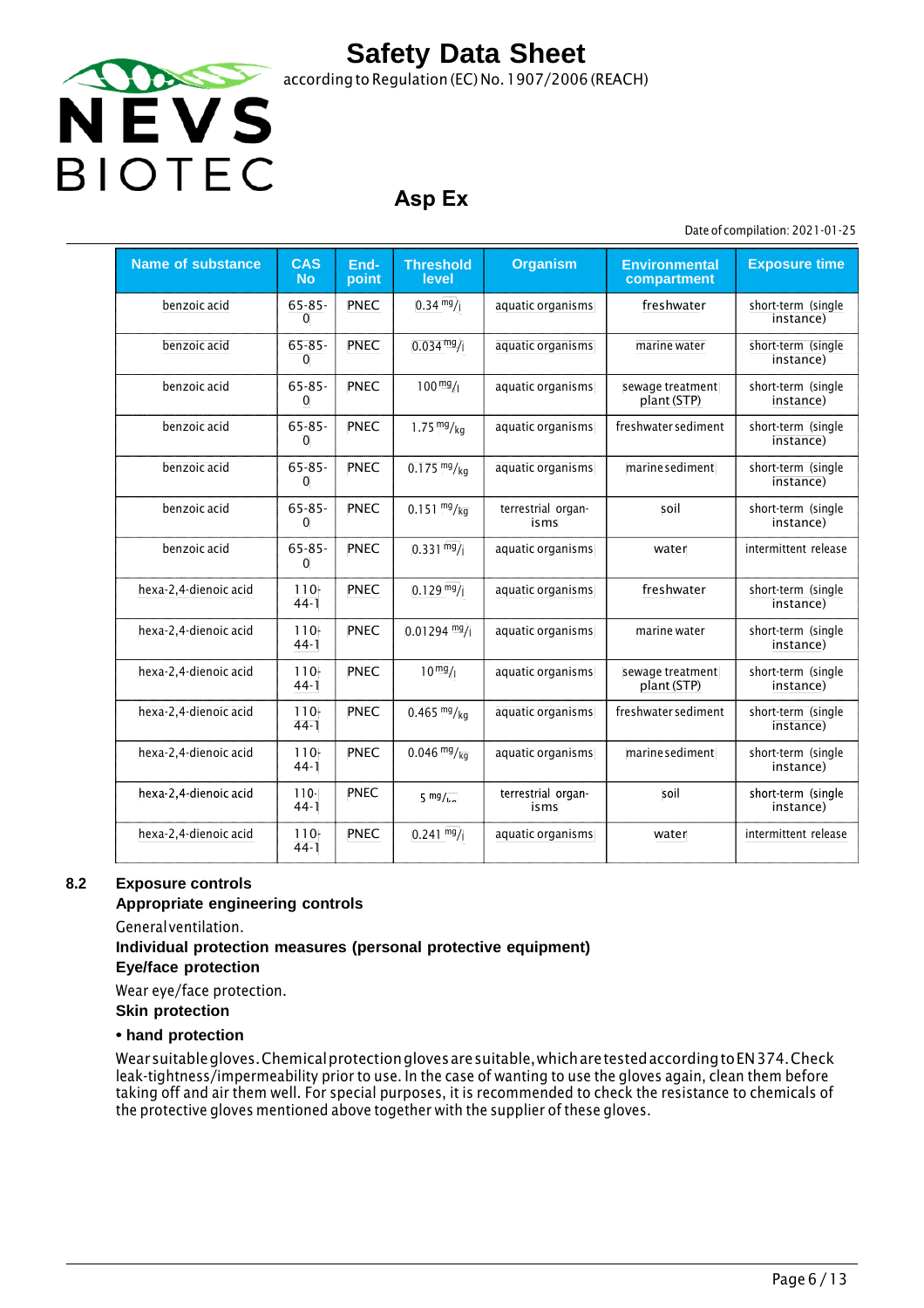| Name of substance | CAS No | End-point | Threshold level | Organism | Environmental compartment | Exposure time |
|---|---|---|---|---|---|---|
| benzoic acid | 65-85-0 | PNEC | 0.34 $^{mg}/_{l}$ | aquatic organisms | freshwater | short-term (single instance) |
| benzoic acid | 65-85-0 | PNEC | 0.034 $^{mg}/_{l}$ | aquatic organisms | marine water | short-term (single instance) |
| benzoic acid | 65-85-0 | PNEC | 100 $^{mg}/_{l}$ | aquatic organisms | sewage treatment plant (STP) | short-term (single instance) |
| benzoic acid | 65-85-0 | PNEC | 1.75 $^{mg}/_{kg}$ | aquatic organisms | freshwater sediment | short-term (single instance) |
| benzoic acid | 65-85-0 | PNEC | 0.175 $^{mg}/_{kg}$ | aquatic organisms | marine sediment | short-term (single instance) |
| benzoic acid | 65-85-0 | PNEC | 0.151 $^{mg}/_{kg}$ | terrestrial organisms | soil | short-term (single instance) |
| benzoic acid | 65-85-0 | PNEC | 0.331 $^{mg}/_{l}$ | aquatic organisms | water | intermittent release |
| hexa-2,4-dienoic acid | 110-44-1 | PNEC | 0.129 $^{mg}/_{l}$ | aquatic organisms | freshwater | short-term (single instance) |
| hexa-2,4-dienoic acid | 110-44-1 | PNEC | 0.01294 $^{mg}/_{l}$ | aquatic organisms | marine water | short-term (single instance) |
| hexa-2,4-dienoic acid | 110-44-1 | PNEC | 10 $^{mg}/_{l}$ | aquatic organisms | sewage treatment plant (STP) | short-term (single instance) |
| hexa-2,4-dienoic acid | 110-44-1 | PNEC | 0.465 $^{mg}/_{kg}$ | aquatic organisms | freshwater sediment | short-term (single instance) |
| hexa-2,4-dienoic acid | 110-44-1 | PNEC | 0.046 $^{mg}/_{kg}$ | aquatic organisms | marine sediment | short-term (single instance) |
| hexa-2,4-dienoic acid | 110-44-1 | PNEC | 5 $^{mg}/_{kg}$ | terrestrial organisms | soil | short-term (single instance) |
| hexa-2,4-dienoic acid | 110-44-1 | PNEC | 0.241 $^{mg}/_{l}$ | aquatic organisms | water | intermittent release |

## 8.2 Exposure controls

### Appropriate engineering controls

General ventilation.

### Individual protection measures (personal protective equipment)

### Eye/face protection

Wear eye/face protection.

### Skin protection

**• hand protection**

Wear suitable gloves. Chemical protection gloves are suitable, which are tested according to EN 374. Check leak-tightness/impermeability prior to use. In the case of wanting to use the gloves again, clean them before taking off and air them well. For special purposes, it is recommended to check the resistance to chemicals of the protective gloves mentioned above together with the supplier of these gloves.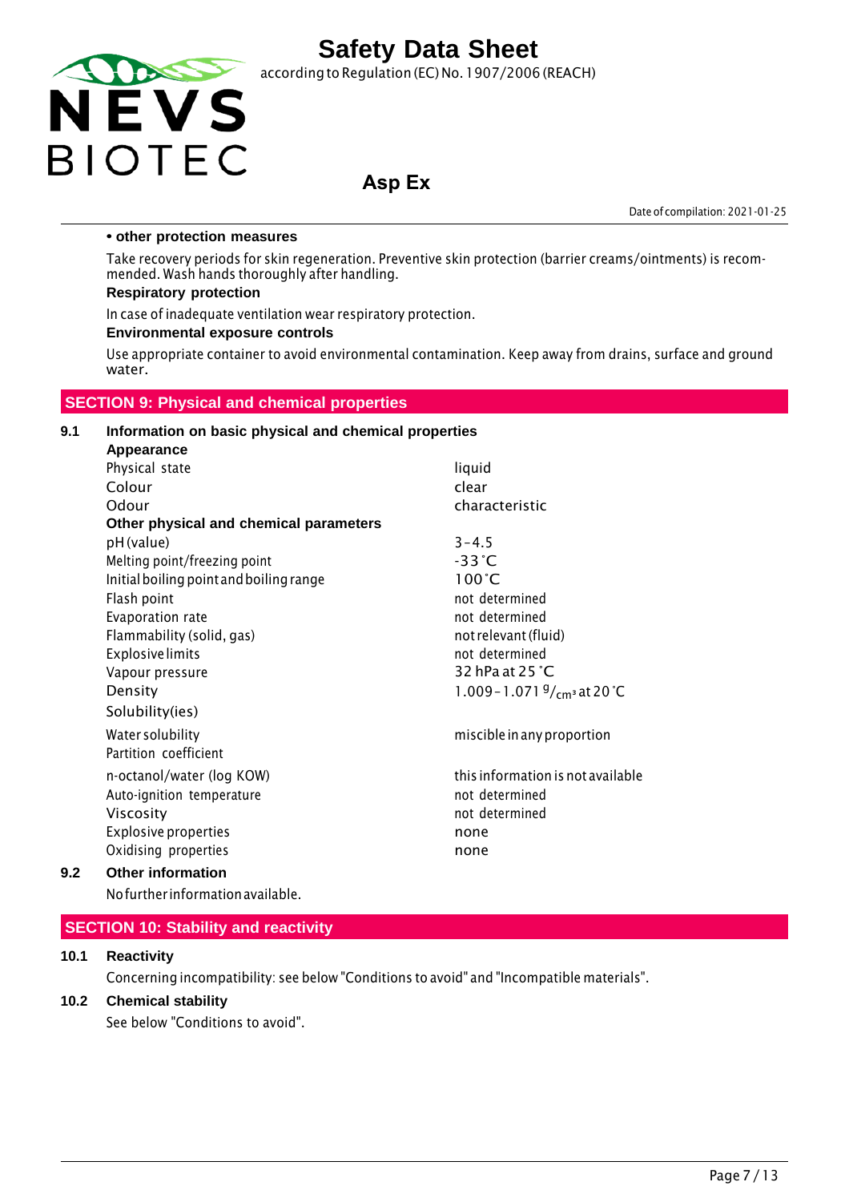**• other protection measures**

Take recovery periods for skin regeneration. Preventive skin protection (barrier creams/ointments) is recommended. Wash hands thoroughly after handling.

**Respiratory protection**

In case of inadequate ventilation wear respiratory protection.

**Environmental exposure controls**

Use appropriate container to avoid environmental contamination. Keep away from drains, surface and ground water.

## SECTION 9: Physical and chemical properties

### 9.1 Information on basic physical and chemical properties

| **Appearance** | |
|---|---|
| Physical state | liquid |
| Colour | clear |
| Odour | characteristic |
| **Other physical and chemical parameters** | |
| pH (value) | 3 – 4.5 |
| Melting point/freezing point | -33 °C |
| Initial boiling point and boiling range | 100 °C |
| Flash point | not determined |
| Evaporation rate | not determined |
| Flammability (solid, gas) | not relevant (fluid) |
| Explosive limits | not determined |
| Vapour pressure | 32 hPa at 25 °C |
| Density | 1.009 – 1.071 $^{g}/_{cm^3}$ at 20 °C |
| Solubility(ies) | |
| Water solubility | miscible in any proportion |
| Partition coefficient | |
| n-octanol/water (log KOW) | this information is not available |
| Auto-ignition temperature | not determined |
| Viscosity | not determined |
| Explosive properties | none |
| Oxidising properties | none |

### 9.2 Other information

No further information available.

## SECTION 10: Stability and reactivity

### 10.1 Reactivity

Concerning incompatibility: see below "Conditions to avoid" and "Incompatible materials".

### 10.2 Chemical stability

See below "Conditions to avoid".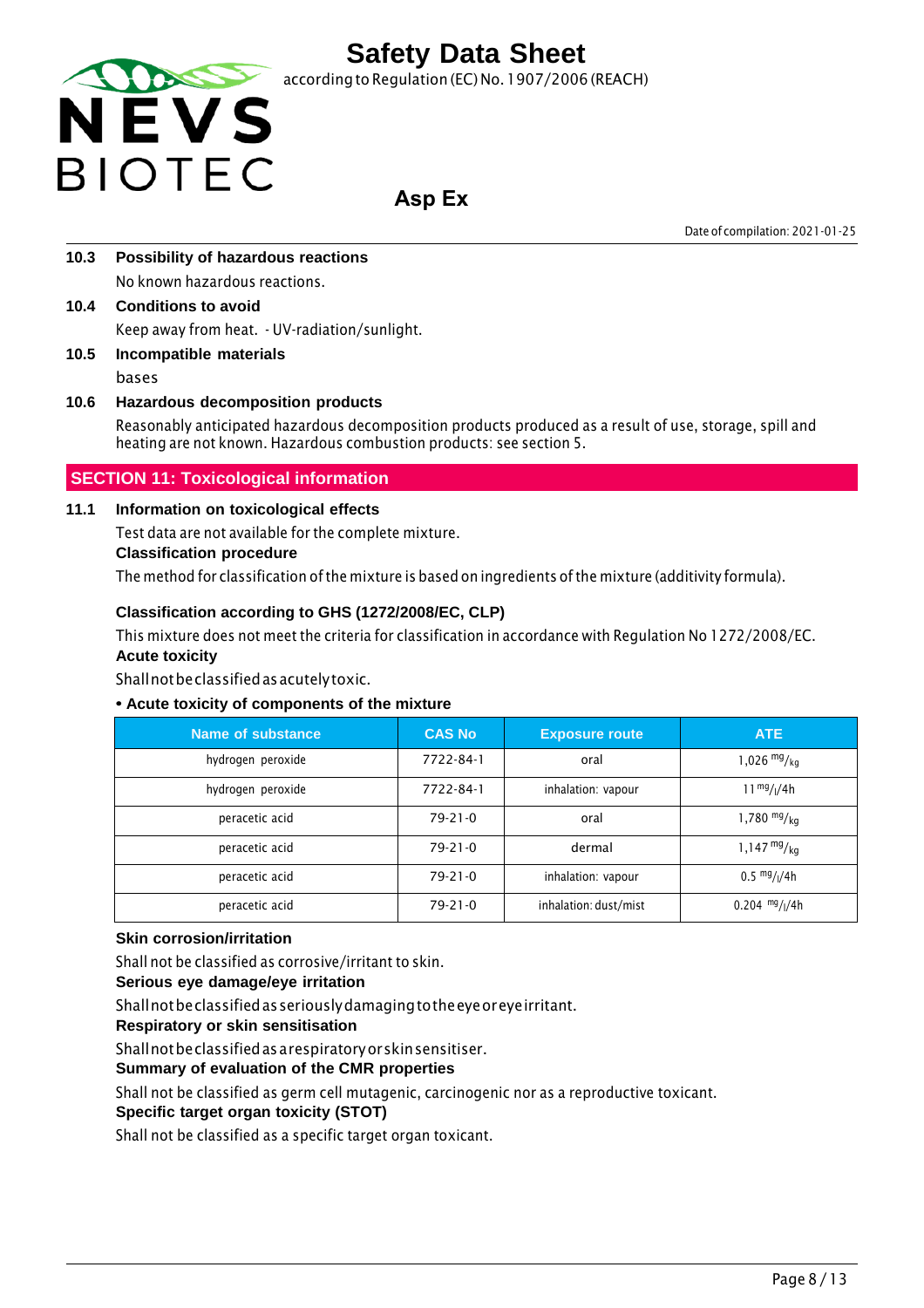### 10.3 Possibility of hazardous reactions

No known hazardous reactions.

### 10.4 Conditions to avoid

Keep away from heat. - UV-radiation/sunlight.

### 10.5 Incompatible materials

bases

### 10.6 Hazardous decomposition products

Reasonably anticipated hazardous decomposition products produced as a result of use, storage, spill and heating are not known. Hazardous combustion products: see section 5.

## SECTION 11: Toxicological information

### 11.1 Information on toxicological effects

Test data are not available for the complete mixture.

**Classification procedure**

The method for classification of the mixture is based on ingredients of the mixture (additivity formula).

**Classification according to GHS (1272/2008/EC, CLP)**

This mixture does not meet the criteria for classification in accordance with Regulation No 1272/2008/EC.

**Acute toxicity**

Shall not be classified as acutely toxic.

**• Acute toxicity of components of the mixture**

| Name of substance | CAS No | Exposure route | ATE |
|---|---|---|---|
| hydrogen peroxide | 7722-84-1 | oral | 1,026 $^{mg}/_{kg}$ |
| hydrogen peroxide | 7722-84-1 | inhalation: vapour | 11 $^{mg}/_{l}$/4h |
| peracetic acid | 79-21-0 | oral | 1,780 $^{mg}/_{kg}$ |
| peracetic acid | 79-21-0 | dermal | 1,147 $^{mg}/_{kg}$ |
| peracetic acid | 79-21-0 | inhalation: vapour | 0.5 $^{mg}/_{l}$/4h |
| peracetic acid | 79-21-0 | inhalation: dust/mist | 0.204 $^{mg}/_{l}$/4h |

**Skin corrosion/irritation**

Shall not be classified as corrosive/irritant to skin.

**Serious eye damage/eye irritation**

Shall not be classified as seriously damaging to the eye or eye irritant.

**Respiratory or skin sensitisation**

Shall not be classified as a respiratory or skin sensitiser.

**Summary of evaluation of the CMR properties**

Shall not be classified as germ cell mutagenic, carcinogenic nor as a reproductive toxicant.

**Specific target organ toxicity (STOT)**

Shall not be classified as a specific target organ toxicant.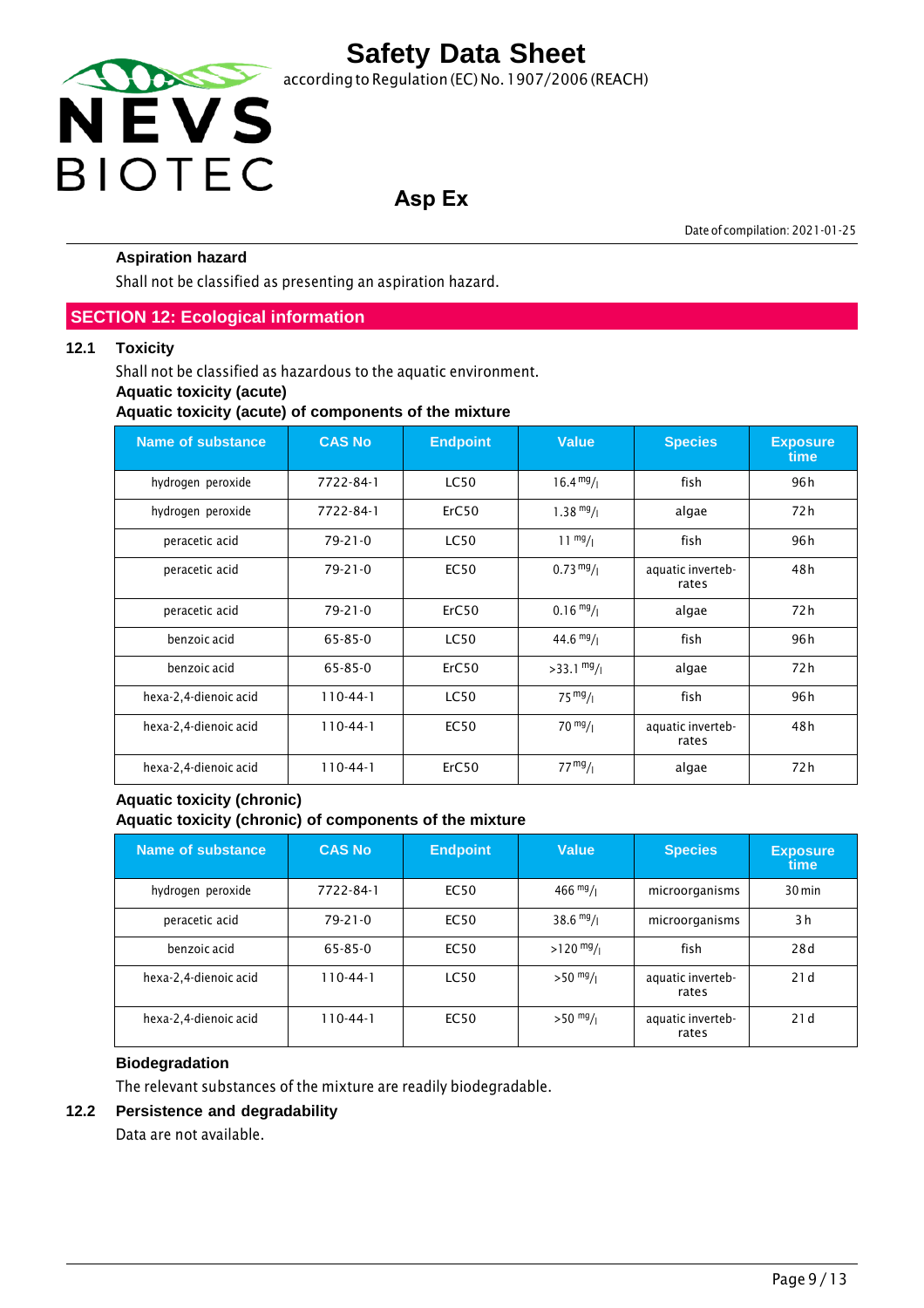### Aspiration hazard

Shall not be classified as presenting an aspiration hazard.

## SECTION 12: Ecological information

### 12.1 Toxicity

Shall not be classified as hazardous to the aquatic environment.

**Aquatic toxicity (acute)**

**Aquatic toxicity (acute) of components of the mixture**

| Name of substance | CAS No | Endpoint | Value | Species | Exposure time |
|---|---|---|---|---|---|
| hydrogen peroxide | 7722-84-1 | LC50 | 16.4 mg/l | fish | 96 h |
| hydrogen peroxide | 7722-84-1 | ErC50 | 1.38 mg/l | algae | 72 h |
| peracetic acid | 79-21-0 | LC50 | 11 mg/l | fish | 96 h |
| peracetic acid | 79-21-0 | EC50 | 0.73 mg/l | aquatic invertebrates | 48 h |
| peracetic acid | 79-21-0 | ErC50 | 0.16 mg/l | algae | 72 h |
| benzoic acid | 65-85-0 | LC50 | 44.6 mg/l | fish | 96 h |
| benzoic acid | 65-85-0 | ErC50 | >33.1 mg/l | algae | 72 h |
| hexa-2,4-dienoic acid | 110-44-1 | LC50 | 75 mg/l | fish | 96 h |
| hexa-2,4-dienoic acid | 110-44-1 | EC50 | 70 mg/l | aquatic invertebrates | 48 h |
| hexa-2,4-dienoic acid | 110-44-1 | ErC50 | 77 mg/l | algae | 72 h |

**Aquatic toxicity (chronic)**

**Aquatic toxicity (chronic) of components of the mixture**

| Name of substance | CAS No | Endpoint | Value | Species | Exposure time |
|---|---|---|---|---|---|
| hydrogen peroxide | 7722-84-1 | EC50 | 466 mg/l | microorganisms | 30 min |
| peracetic acid | 79-21-0 | EC50 | 38.6 mg/l | microorganisms | 3 h |
| benzoic acid | 65-85-0 | EC50 | >120 mg/l | fish | 28 d |
| hexa-2,4-dienoic acid | 110-44-1 | LC50 | >50 mg/l | aquatic invertebrates | 21 d |
| hexa-2,4-dienoic acid | 110-44-1 | EC50 | >50 mg/l | aquatic invertebrates | 21 d |

**Biodegradation**

The relevant substances of the mixture are readily biodegradable.

### 12.2 Persistence and degradability

Data are not available.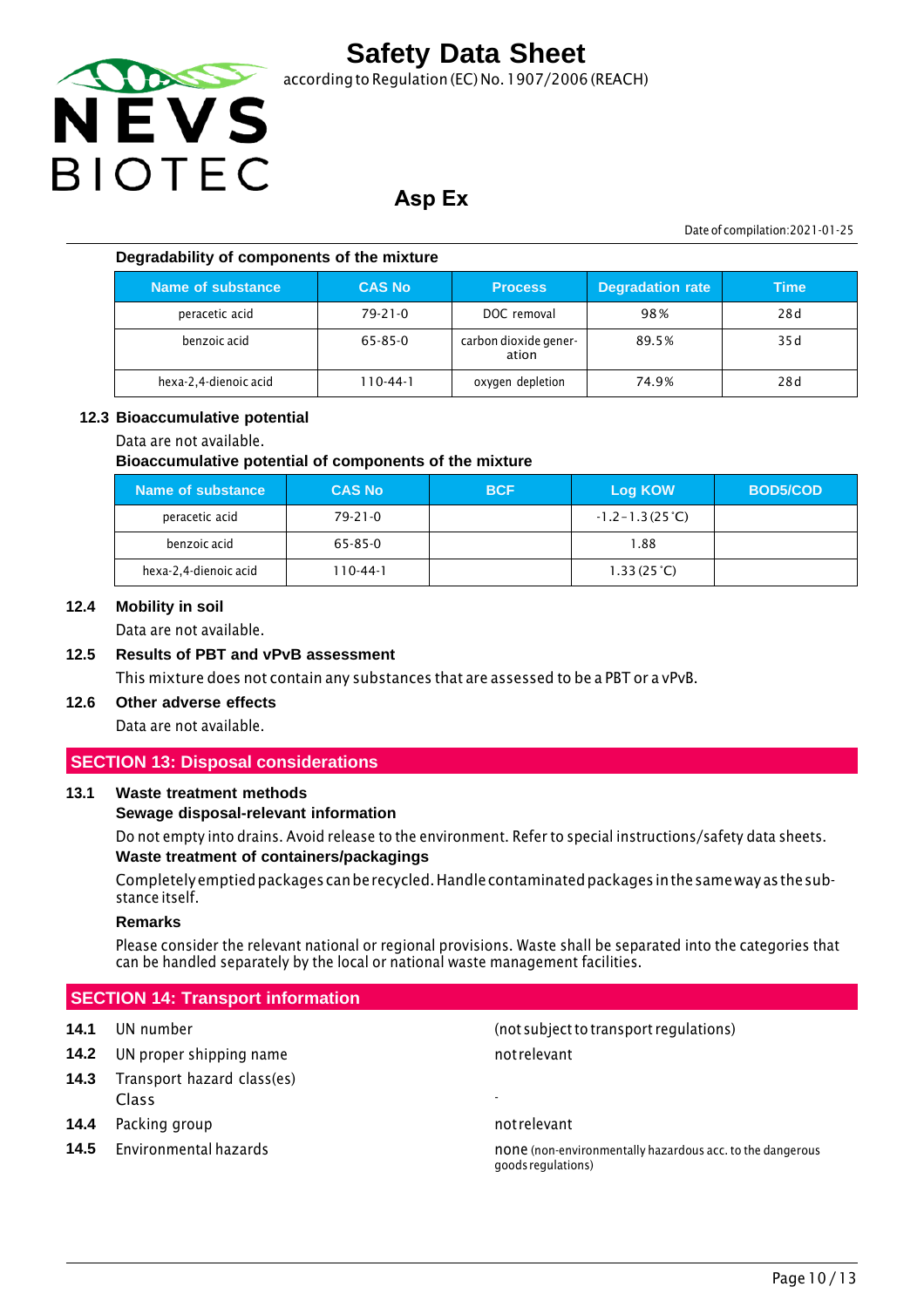**Degradability of components of the mixture**

| Name of substance | CAS No | Process | Degradation rate | Time |
|---|---|---|---|---|
| peracetic acid | 79-21-0 | DOC removal | 98% | 28 d |
| benzoic acid | 65-85-0 | carbon dioxide generation | 89.5% | 35 d |
| hexa-2,4-dienoic acid | 110-44-1 | oxygen depletion | 74.9% | 28 d |

**12.3 Bioaccumulative potential**

Data are not available.

**Bioaccumulative potential of components of the mixture**

| Name of substance | CAS No | BCF | Log KOW | BOD5/COD |
|---|---|---|---|---|
| peracetic acid | 79-21-0 | | -1.2 – 1.3 (25 °C) | |
| benzoic acid | 65-85-0 | | 1.88 | |
| hexa-2,4-dienoic acid | 110-44-1 | | 1.33 (25 °C) | |

**12.4 Mobility in soil**

Data are not available.

**12.5 Results of PBT and vPvB assessment**

This mixture does not contain any substances that are assessed to be a PBT or a vPvB.

**12.6 Other adverse effects**

Data are not available.

## SECTION 13: Disposal considerations

**13.1 Waste treatment methods**

**Sewage disposal-relevant information**

Do not empty into drains. Avoid release to the environment. Refer to special instructions/safety data sheets.

**Waste treatment of containers/packagings**

Completely emptied packages can be recycled. Handle contaminated packages in the same way as the substance itself.

**Remarks**

Please consider the relevant national or regional provisions. Waste shall be separated into the categories that can be handled separately by the local or national waste management facilities.

## SECTION 14: Transport information

**14.1** UN number — (not subject to transport regulations)

**14.2** UN proper shipping name — not relevant

**14.3** Transport hazard class(es)
Class — -

**14.4** Packing group — not relevant

**14.5** Environmental hazards — none (non-environmentally hazardous acc. to the dangerous goods regulations)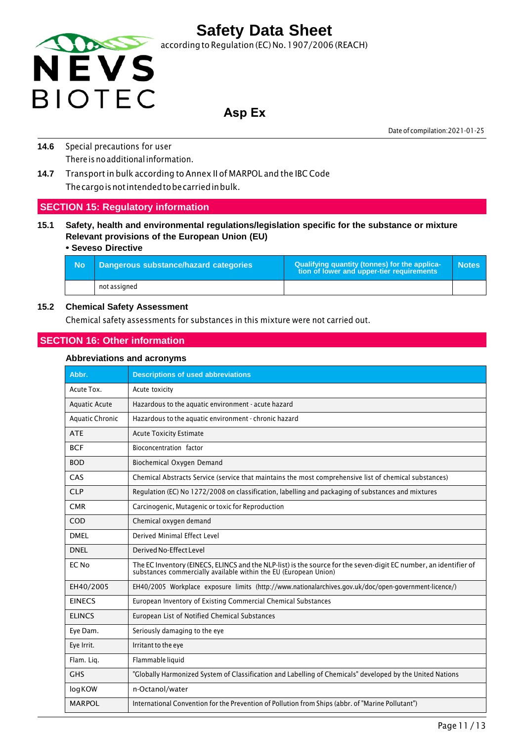**14.6** Special precautions for user

There is no additional information.

**14.7** Transport in bulk according to Annex II of MARPOL and the IBC Code

The cargo is not intended to be carried in bulk.

## SECTION 15: Regulatory information

### 15.1 Safety, health and environmental regulations/legislation specific for the substance or mixture

**Relevant provisions of the European Union (EU)**

**• Seveso Directive**

| No | Dangerous substance/hazard categories | Qualifying quantity (tonnes) for the application of lower and upper-tier requirements | Notes |
|---|---|---|---|
| | not assigned | | |

### 15.2 Chemical Safety Assessment

Chemical safety assessments for substances in this mixture were not carried out.

## SECTION 16: Other information

### Abbreviations and acronyms

| Abbr. | Descriptions of used abbreviations |
|---|---|
| Acute Tox. | Acute toxicity |
| Aquatic Acute | Hazardous to the aquatic environment - acute hazard |
| Aquatic Chronic | Hazardous to the aquatic environment - chronic hazard |
| ATE | Acute Toxicity Estimate |
| BCF | Bioconcentration factor |
| BOD | Biochemical Oxygen Demand |
| CAS | Chemical Abstracts Service (service that maintains the most comprehensive list of chemical substances) |
| CLP | Regulation (EC) No 1272/2008 on classification, labelling and packaging of substances and mixtures |
| CMR | Carcinogenic, Mutagenic or toxic for Reproduction |
| COD | Chemical oxygen demand |
| DMEL | Derived Minimal Effect Level |
| DNEL | Derived No-Effect Level |
| EC No | The EC Inventory (EINECS, ELINCS and the NLP-list) is the source for the seven-digit EC number, an identifier of substances commercially available within the EU (European Union) |
| EH40/2005 | EH40/2005 Workplace exposure limits (http://www.nationalarchives.gov.uk/doc/open-government-licence/) |
| EINECS | European Inventory of Existing Commercial Chemical Substances |
| ELINCS | European List of Notified Chemical Substances |
| Eye Dam. | Seriously damaging to the eye |
| Eye Irrit. | Irritant to the eye |
| Flam. Liq. | Flammable liquid |
| GHS | "Globally Harmonized System of Classification and Labelling of Chemicals" developed by the United Nations |
| log KOW | n-Octanol/water |
| MARPOL | International Convention for the Prevention of Pollution from Ships (abbr. of "Marine Pollutant") |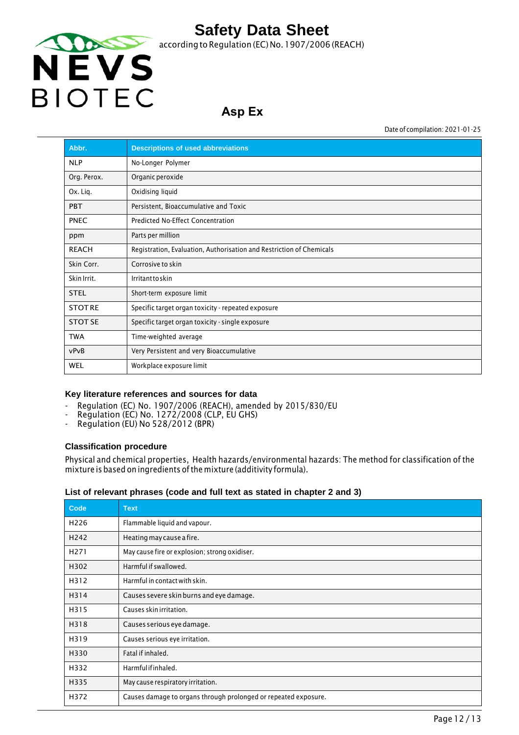| Abbr. | Descriptions of used abbreviations |
|---|---|
| NLP | No-Longer Polymer |
| Org. Perox. | Organic peroxide |
| Ox. Liq. | Oxidising liquid |
| PBT | Persistent, Bioaccumulative and Toxic |
| PNEC | Predicted No-Effect Concentration |
| ppm | Parts per million |
| REACH | Registration, Evaluation, Authorisation and Restriction of Chemicals |
| Skin Corr. | Corrosive to skin |
| Skin Irrit. | Irritant to skin |
| STEL | Short-term exposure limit |
| STOT RE | Specific target organ toxicity - repeated exposure |
| STOT SE | Specific target organ toxicity - single exposure |
| TWA | Time-weighted average |
| vPvB | Very Persistent and very Bioaccumulative |
| WEL | Workplace exposure limit |

### Key literature references and sources for data

- Regulation (EC) No. 1907/2006 (REACH), amended by 2015/830/EU
- Regulation (EC) No. 1272/2008 (CLP, EU GHS)
- Regulation (EU) No 528/2012 (BPR)

### Classification procedure

Physical and chemical properties, Health hazards/environmental hazards: The method for classification of the mixture is based on ingredients of the mixture (additivity formula).

### List of relevant phrases (code and full text as stated in chapter 2 and 3)

| Code | Text |
|---|---|
| H226 | Flammable liquid and vapour. |
| H242 | Heating may cause a fire. |
| H271 | May cause fire or explosion; strong oxidiser. |
| H302 | Harmful if swallowed. |
| H312 | Harmful in contact with skin. |
| H314 | Causes severe skin burns and eye damage. |
| H315 | Causes skin irritation. |
| H318 | Causes serious eye damage. |
| H319 | Causes serious eye irritation. |
| H330 | Fatal if inhaled. |
| H332 | Harmful if inhaled. |
| H335 | May cause respiratory irritation. |
| H372 | Causes damage to organs through prolonged or repeated exposure. |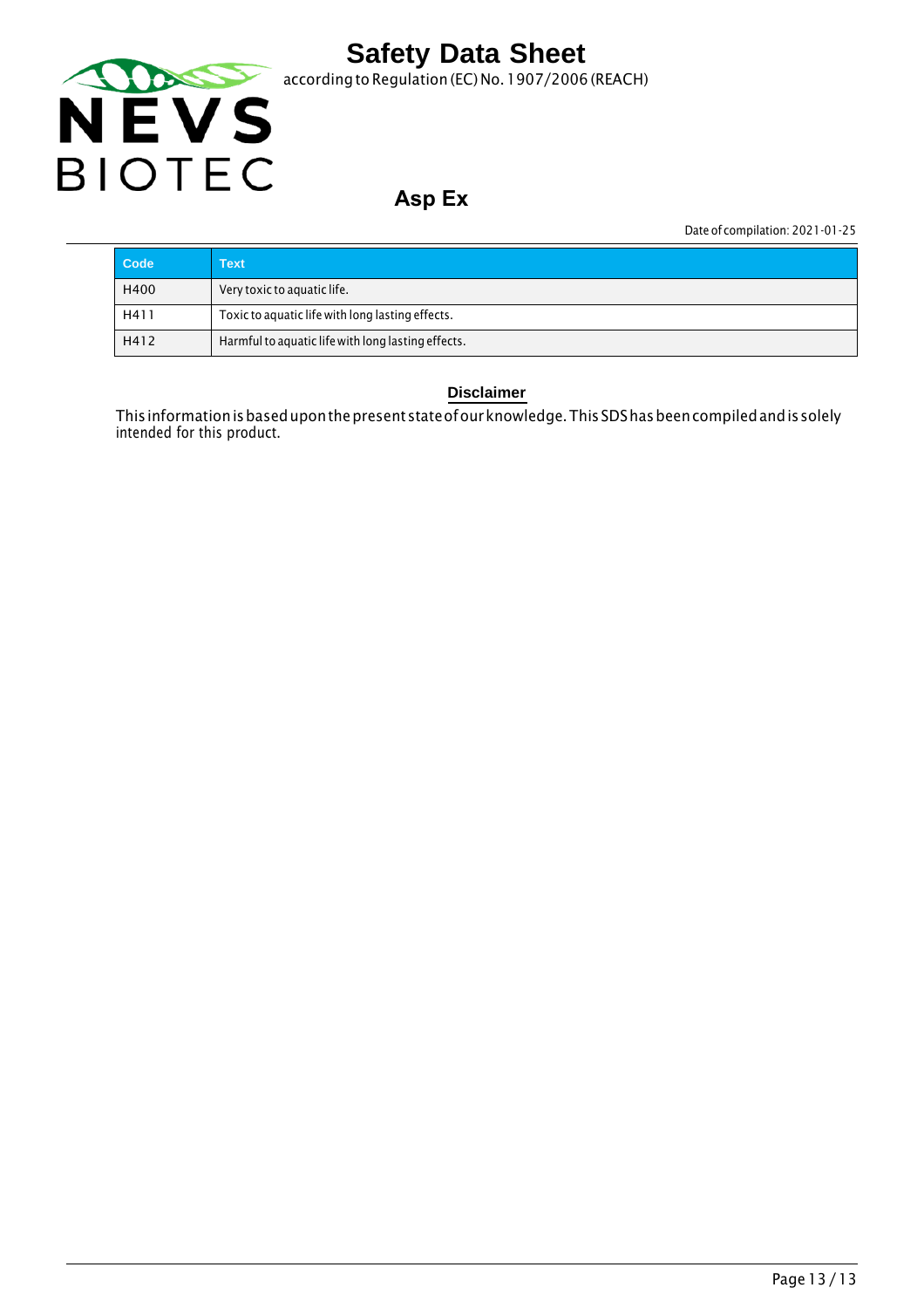| Code | Text |
|---|---|
| H400 | Very toxic to aquatic life. |
| H411 | Toxic to aquatic life with long lasting effects. |
| H412 | Harmful to aquatic life with long lasting effects. |

## Disclaimer

This information is based upon the present state of our knowledge. This SDS has been compiled and is solely intended for this product.